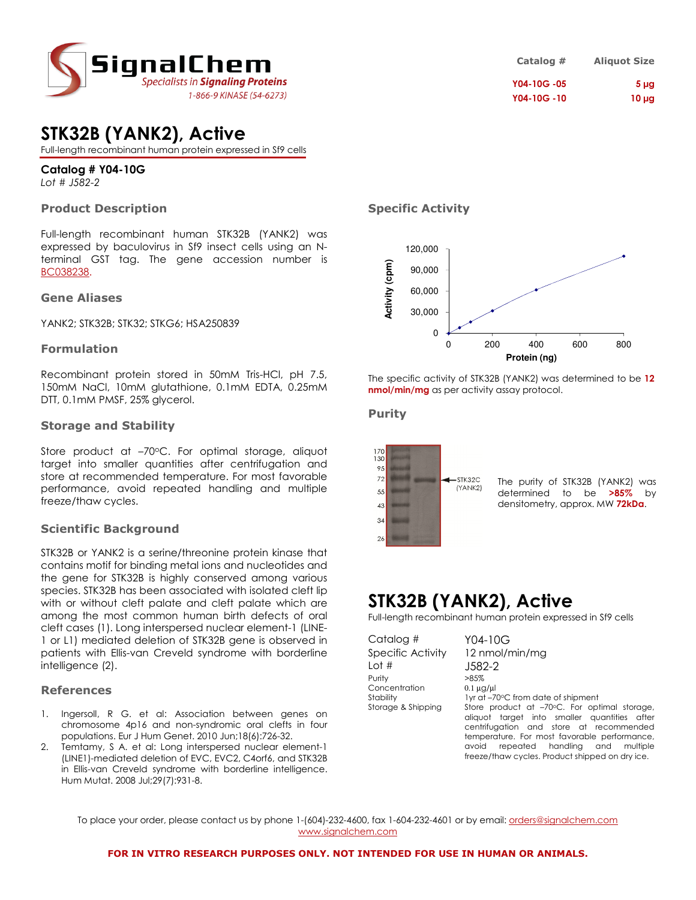# SignalChem

*Specialists in Signaling Proteins*

1-866-9 KINASE (54-6273)

| Catalog # | Aliquot Size |
|---|---|
| Y04-10G -05 | 5 µg |
| Y04-10G -10 | 10 µg |

# STK32B (YANK2), Active

Full-length recombinant human protein expressed in Sf9 cells

**Catalog # Y04-10G**

*Lot # J582-2*

## Product Description

Full-length recombinant human STK32B (YANK2) was expressed by baculovirus in Sf9 insect cells using an N-terminal GST tag. The gene accession number is BC038238.

## Gene Aliases

YANK2; STK32B; STK32; STKG6; HSA250839

## Formulation

Recombinant protein stored in 50mM Tris-HCl, pH 7.5, 150mM NaCl, 10mM glutathione, 0.1mM EDTA, 0.25mM DTT, 0.1mM PMSF, 25% glycerol.

## Storage and Stability

Store product at –70ºC. For optimal storage, aliquot target into smaller quantities after centrifugation and store at recommended temperature. For most favorable performance, avoid repeated handling and multiple freeze/thaw cycles.

## Scientific Background

STK32B or YANK2 is a serine/threonine protein kinase that contains motif for binding metal ions and nucleotides and the gene for STK32B is highly conserved among various species. STK32B has been associated with isolated cleft lip with or without cleft palate and cleft palate which are among the most common human birth defects of oral cleft cases (1). Long interspersed nuclear element-1 (LINE-1 or L1) mediated deletion of STK32B gene is observed in patients with Ellis-van Creveld syndrome with borderline intelligence (2).

## References

1. Ingersoll, R G. et al: Association between genes on chromosome 4p16 and non-syndromic oral clefts in four populations. Eur J Hum Genet. 2010 Jun;18(6):726-32.
2. Temtamy, S A. et al: Long interspersed nuclear element-1 (LINE1)-mediated deletion of EVC, EVC2, C4orf6, and STK32B in Ellis-van Creveld syndrome with borderline intelligence. Hum Mutat. 2008 Jul;29(7):931-8.

## Specific Activity

The specific activity of STK32B (YANK2) was determined to be **12 nmol/min/mg** as per activity assay protocol.

## Purity

The purity of STK32B (YANK2) was determined to be **>85%** by densitometry, approx. MW **72kDa**.

# STK32B (YANK2), Active

Full-length recombinant human protein expressed in Sf9 cells

| | |
|---|---|
| Catalog # | Y04-10G |
| Specific Activity | 12 nmol/min/mg |
| Lot # | J582-2 |
| Purity | >85% |
| Concentration | 0.1 µg/µl |
| Stability | 1yr at –70ºC from date of shipment |
| Storage & Shipping | Store product at –70ºC. For optimal storage, aliquot target into smaller quantities after centrifugation and store at recommended temperature. For most favorable performance, avoid repeated handling and multiple freeze/thaw cycles. Product shipped on dry ice. |

To place your order, please contact us by phone 1-(604)-232-4600, fax 1-604-232-4601 or by email: orders@signalchem.com www.signalchem.com

**FOR IN VITRO RESEARCH PURPOSES ONLY. NOT INTENDED FOR USE IN HUMAN OR ANIMALS.**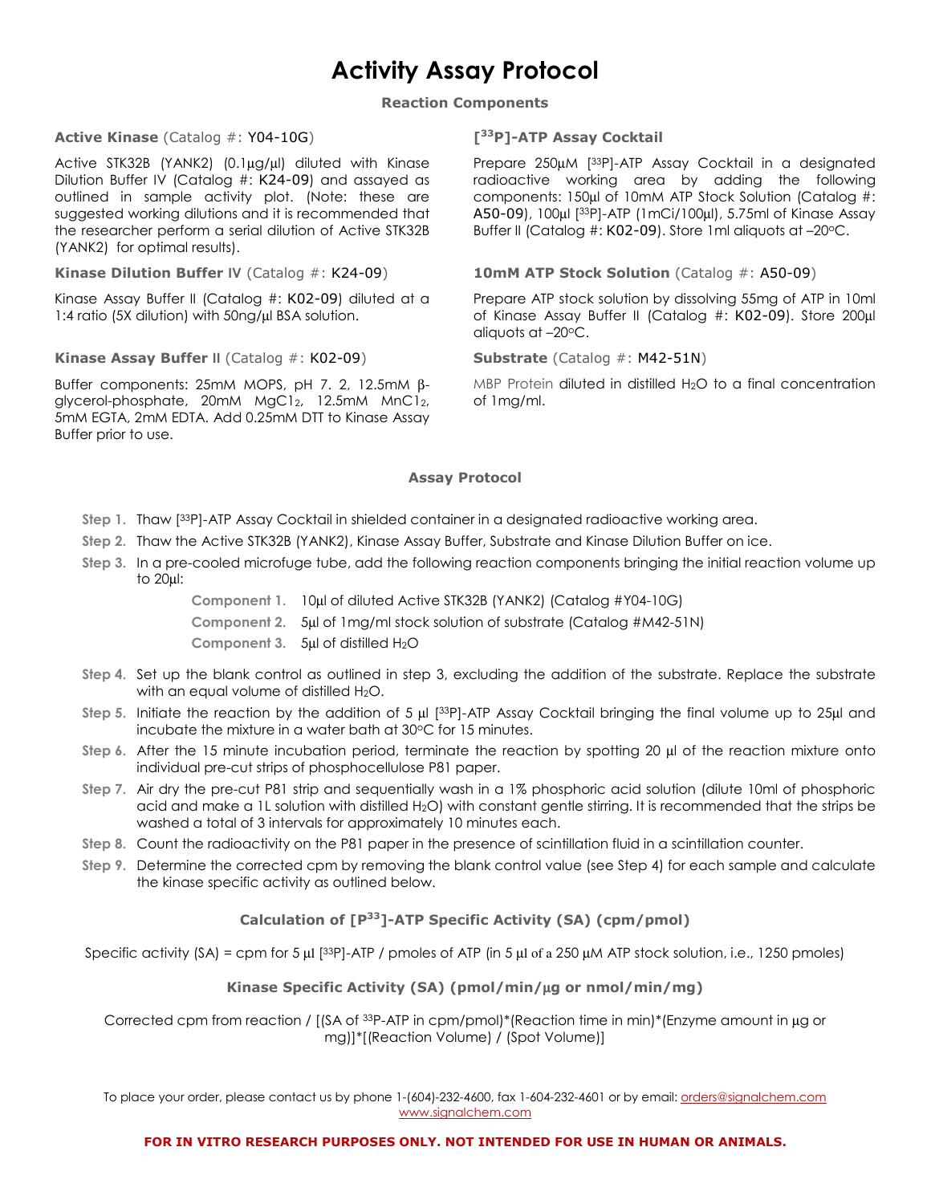# Activity Assay Protocol

## Reaction Components

**Active Kinase** (Catalog #: Y04-10G)

Active STK32B (YANK2) (0.1µg/µl) diluted with Kinase Dilution Buffer IV (Catalog #: K24-09) and assayed as outlined in sample activity plot. (Note: these are suggested working dilutions and it is recommended that the researcher perform a serial dilution of Active STK32B (YANK2) for optimal results).

**Kinase Dilution Buffer IV** (Catalog #: K24-09)

Kinase Assay Buffer II (Catalog #: K02-09) diluted at a 1:4 ratio (5X dilution) with 50ng/µl BSA solution.

**Kinase Assay Buffer II** (Catalog #: K02-09)

Buffer components: 25mM MOPS, pH 7. 2, 12.5mM β-glycerol-phosphate, 20mM $MgCl_2$, 12.5mM $MnCl_2$, 5mM EGTA, 2mM EDTA. Add 0.25mM DTT to Kinase Assay Buffer prior to use.

**[$^{33}$P]-ATP Assay Cocktail**

Prepare 250µM [$^{33}$P]-ATP Assay Cocktail in a designated radioactive working area by adding the following components: 150µl of 10mM ATP Stock Solution (Catalog #: A50-09), 100µl [$^{33}$P]-ATP (1mCi/100µl), 5.75ml of Kinase Assay Buffer II (Catalog #: K02-09). Store 1ml aliquots at –20°C.

**10mM ATP Stock Solution** (Catalog #: A50-09)

Prepare ATP stock solution by dissolving 55mg of ATP in 10ml of Kinase Assay Buffer II (Catalog #: K02-09). Store 200µl aliquots at –20°C.

**Substrate** (Catalog #: M42-51N)

MBP Protein diluted in distilled $H_2O$ to a final concentration of 1mg/ml.

## Assay Protocol

**Step 1.** Thaw [$^{33}$P]-ATP Assay Cocktail in shielded container in a designated radioactive working area.

**Step 2.** Thaw the Active STK32B (YANK2), Kinase Assay Buffer, Substrate and Kinase Dilution Buffer on ice.

**Step 3.** In a pre-cooled microfuge tube, add the following reaction components bringing the initial reaction volume up to 20µl:

- **Component 1.** 10µl of diluted Active STK32B (YANK2) (Catalog #Y04-10G)
- **Component 2.** 5µl of 1mg/ml stock solution of substrate (Catalog #M42-51N)
- **Component 3.** 5µl of distilled $H_2O$

**Step 4.** Set up the blank control as outlined in step 3, excluding the addition of the substrate. Replace the substrate with an equal volume of distilled $H_2O$.

**Step 5.** Initiate the reaction by the addition of 5 µl [$^{33}$P]-ATP Assay Cocktail bringing the final volume up to 25µl and incubate the mixture in a water bath at 30°C for 15 minutes.

**Step 6.** After the 15 minute incubation period, terminate the reaction by spotting 20 µl of the reaction mixture onto individual pre-cut strips of phosphocellulose P81 paper.

**Step 7.** Air dry the pre-cut P81 strip and sequentially wash in a 1% phosphoric acid solution (dilute 10ml of phosphoric acid and make a 1L solution with distilled $H_2O$) with constant gentle stirring. It is recommended that the strips be washed a total of 3 intervals for approximately 10 minutes each.

**Step 8.** Count the radioactivity on the P81 paper in the presence of scintillation fluid in a scintillation counter.

**Step 9.** Determine the corrected cpm by removing the blank control value (see Step 4) for each sample and calculate the kinase specific activity as outlined below.

### Calculation of [$P^{33}$]-ATP Specific Activity (SA) (cpm/pmol)

Specific activity (SA) = cpm for 5 µl [$^{33}$P]-ATP / pmoles of ATP (in 5 µl of a 250 µM ATP stock solution, i.e., 1250 pmoles)

### Kinase Specific Activity (SA) (pmol/min/µg or nmol/min/mg)

Corrected cpm from reaction / [(SA of $^{33}$P-ATP in cpm/pmol)*(Reaction time in min)*(Enzyme amount in µg or mg)]*[(Reaction Volume) / (Spot Volume)]

To place your order, please contact us by phone 1-(604)-232-4600, fax 1-604-232-4601 or by email: orders@signalchem.com
www.signalchem.com

**FOR IN VITRO RESEARCH PURPOSES ONLY. NOT INTENDED FOR USE IN HUMAN OR ANIMALS.**